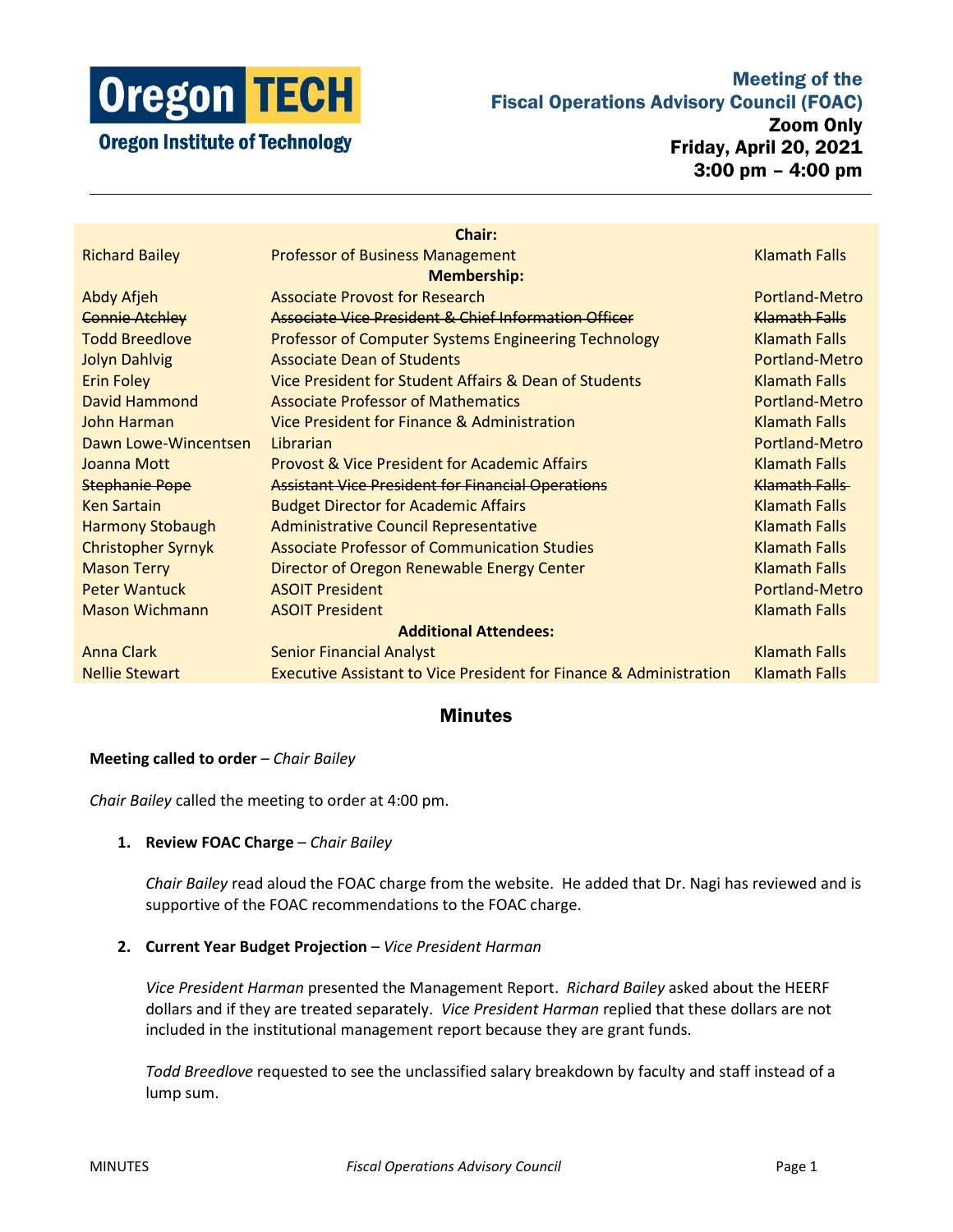**Oregon TECH**
**Oregon Institute of Technology**

# Meeting of the Fiscal Operations Advisory Council (FOAC)

**Zoom Only**
**Friday, April 20, 2021**
**3:00 pm – 4:00 pm**

| | **Chair:** | |
|---|---|---|
| Richard Bailey | Professor of Business Management | Klamath Falls |
| | **Membership:** | |
| Abdy Afjeh | Associate Provost for Research | Portland-Metro |
| ~~Connie Atchley~~ | ~~Associate Vice President & Chief Information Officer~~ | ~~Klamath Falls~~ |
| Todd Breedlove | Professor of Computer Systems Engineering Technology | Klamath Falls |
| Jolyn Dahlvig | Associate Dean of Students | Portland-Metro |
| Erin Foley | Vice President for Student Affairs & Dean of Students | Klamath Falls |
| David Hammond | Associate Professor of Mathematics | Portland-Metro |
| John Harman | Vice President for Finance & Administration | Klamath Falls |
| Dawn Lowe-Wincentsen | Librarian | Portland-Metro |
| Joanna Mott | Provost & Vice President for Academic Affairs | Klamath Falls |
| ~~Stephanie Pope~~ | ~~Assistant Vice President for Financial Operations~~ | ~~Klamath Falls~~ |
| Ken Sartain | Budget Director for Academic Affairs | Klamath Falls |
| Harmony Stobaugh | Administrative Council Representative | Klamath Falls |
| Christopher Syrnyk | Associate Professor of Communication Studies | Klamath Falls |
| Mason Terry | Director of Oregon Renewable Energy Center | Klamath Falls |
| Peter Wantuck | ASOIT President | Portland-Metro |
| Mason Wichmann | ASOIT President | Klamath Falls |
| | **Additional Attendees:** | |
| Anna Clark | Senior Financial Analyst | Klamath Falls |
| Nellie Stewart | Executive Assistant to Vice President for Finance & Administration | Klamath Falls |

## Minutes

**Meeting called to order** – *Chair Bailey*

*Chair Bailey* called the meeting to order at 4:00 pm.

1. **Review FOAC Charge** – *Chair Bailey*

   *Chair Bailey* read aloud the FOAC charge from the website. He added that Dr. Nagi has reviewed and is supportive of the FOAC recommendations to the FOAC charge.

2. **Current Year Budget Projection** – *Vice President Harman*

   *Vice President Harman* presented the Management Report. *Richard Bailey* asked about the HEERF dollars and if they are treated separately. *Vice President Harman* replied that these dollars are not included in the institutional management report because they are grant funds.

   *Todd Breedlove* requested to see the unclassified salary breakdown by faculty and staff instead of a lump sum.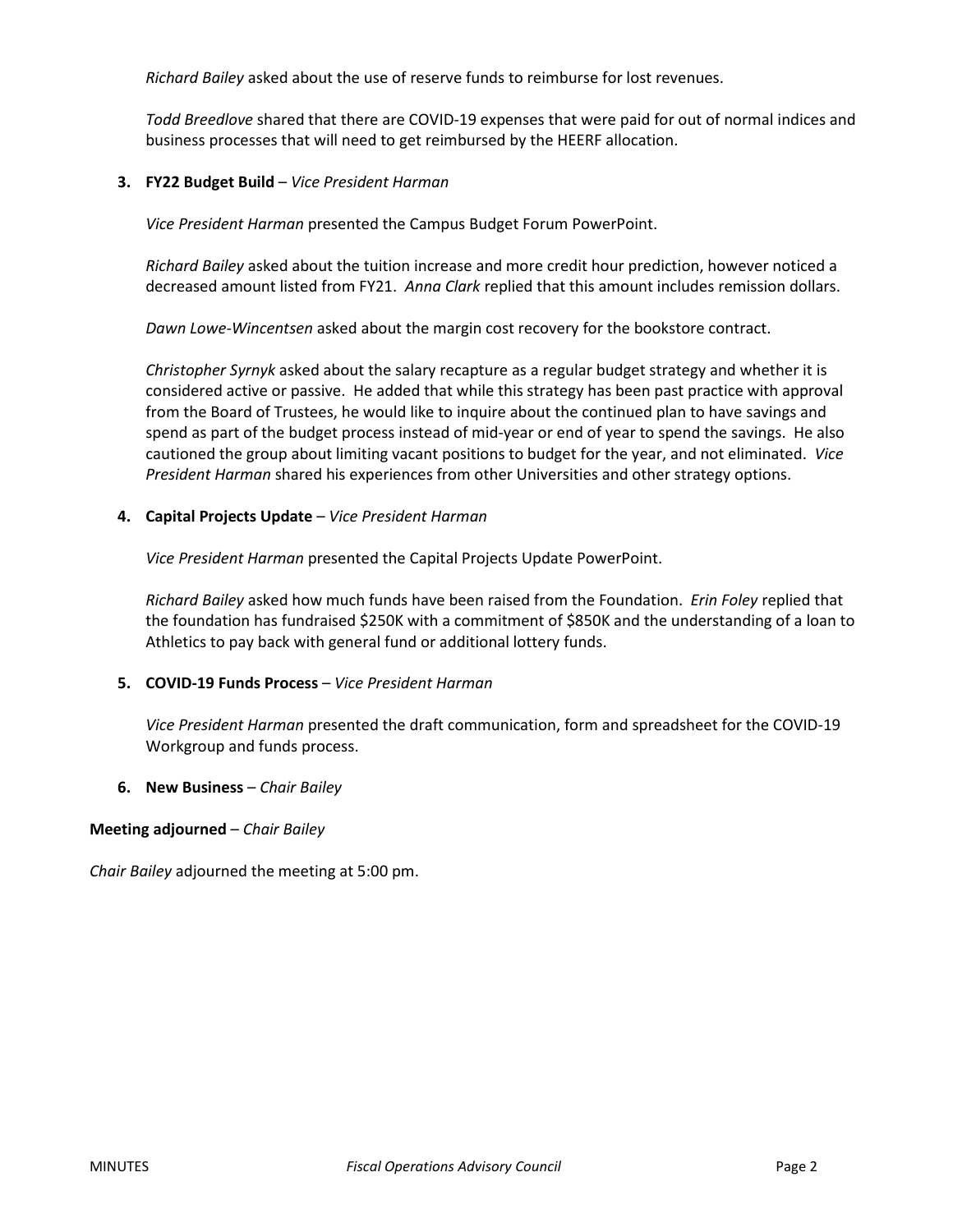*Richard Bailey* asked about the use of reserve funds to reimburse for lost revenues.

*Todd Breedlove* shared that there are COVID-19 expenses that were paid for out of normal indices and business processes that will need to get reimbursed by the HEERF allocation.

3. **FY22 Budget Build** – *Vice President Harman*

   *Vice President Harman* presented the Campus Budget Forum PowerPoint.

   *Richard Bailey* asked about the tuition increase and more credit hour prediction, however noticed a decreased amount listed from FY21. *Anna Clark* replied that this amount includes remission dollars.

   *Dawn Lowe-Wincentsen* asked about the margin cost recovery for the bookstore contract.

   *Christopher Syrnyk* asked about the salary recapture as a regular budget strategy and whether it is considered active or passive. He added that while this strategy has been past practice with approval from the Board of Trustees, he would like to inquire about the continued plan to have savings and spend as part of the budget process instead of mid-year or end of year to spend the savings. He also cautioned the group about limiting vacant positions to budget for the year, and not eliminated. *Vice President Harman* shared his experiences from other Universities and other strategy options.

4. **Capital Projects Update** – *Vice President Harman*

   *Vice President Harman* presented the Capital Projects Update PowerPoint.

   *Richard Bailey* asked how much funds have been raised from the Foundation. *Erin Foley* replied that the foundation has fundraised $250K with a commitment of $850K and the understanding of a loan to Athletics to pay back with general fund or additional lottery funds.

5. **COVID-19 Funds Process** – *Vice President Harman*

   *Vice President Harman* presented the draft communication, form and spreadsheet for the COVID-19 Workgroup and funds process.

6. **New Business** – *Chair Bailey*

**Meeting adjourned** – *Chair Bailey*

*Chair Bailey* adjourned the meeting at 5:00 pm.